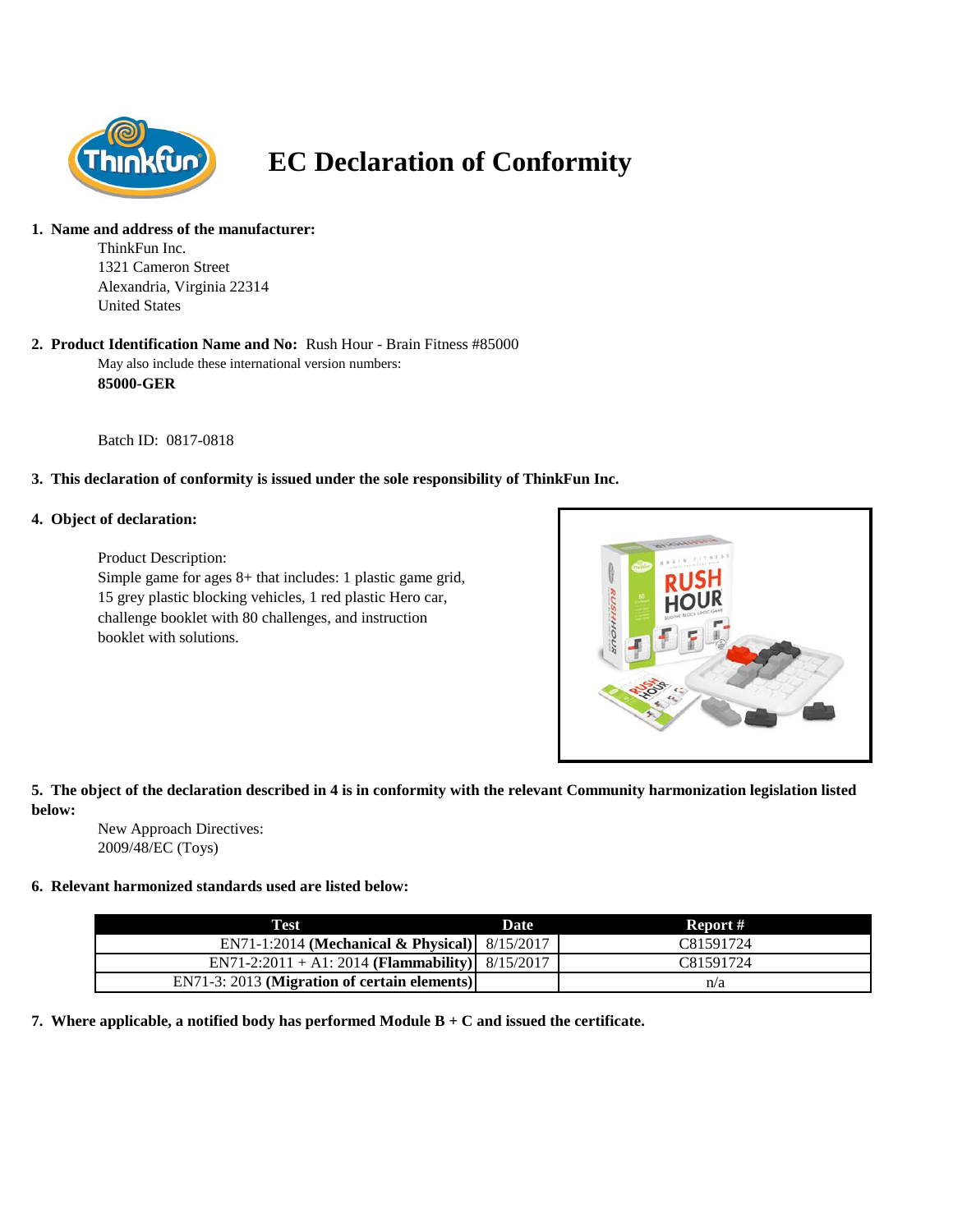# EC Declaration of Conformity

1. **Name and address of the manufacturer:**

   ThinkFun Inc.
   1321 Cameron Street
   Alexandria, Virginia 22314
   United States

2. **Product Identification Name and No:** Rush Hour - Brain Fitness #85000

   May also include these international version numbers:
   **85000-GER**

   Batch ID: 0817-0818

3. **This declaration of conformity is issued under the sole responsibility of ThinkFun Inc.**

4. **Object of declaration:**

   Product Description:
   Simple game for ages 8+ that includes: 1 plastic game grid, 15 grey plastic blocking vehicles, 1 red plastic Hero car, challenge booklet with 80 challenges, and instruction booklet with solutions.

5. **The object of the declaration described in 4 is in conformity with the relevant Community harmonization legislation listed below:**

   New Approach Directives:
   2009/48/EC (Toys)

6. **Relevant harmonized standards used are listed below:**

| Test | Date | Report # |
|---|---|---|
| EN71-1:2014 **(Mechanical & Physical)** | 8/15/2017 | C81591724 |
| EN71-2:2011 + A1: 2014 **(Flammability)** | 8/15/2017 | C81591724 |
| EN71-3: 2013 **(Migration of certain elements)** | | n/a |

7. **Where applicable, a notified body has performed Module B + C and issued the certificate.**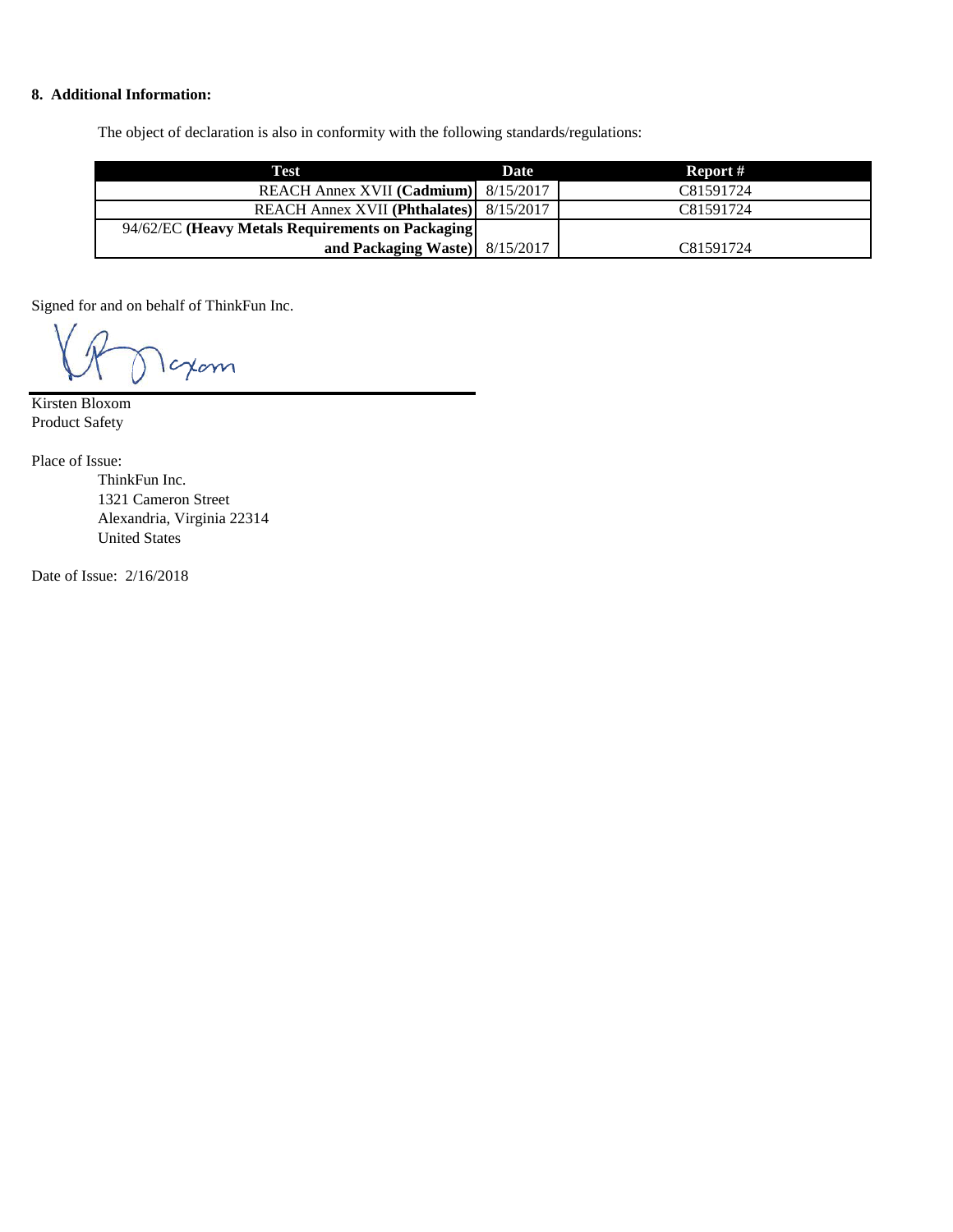**8. Additional Information:**

The object of declaration is also in conformity with the following standards/regulations:

| Test | Date | Report # |
|---|---|---|
| REACH Annex XVII **(Cadmium)** | 8/15/2017 | C81591724 |
| REACH Annex XVII **(Phthalates)** | 8/15/2017 | C81591724 |
| 94/62/EC **(Heavy Metals Requirements on Packaging and Packaging Waste)** | 8/15/2017 | C81591724 |

Signed for and on behalf of ThinkFun Inc.

Kirsten Bloxom
Product Safety

Place of Issue:

ThinkFun Inc.
1321 Cameron Street
Alexandria, Virginia 22314
United States

Date of Issue: 2/16/2018